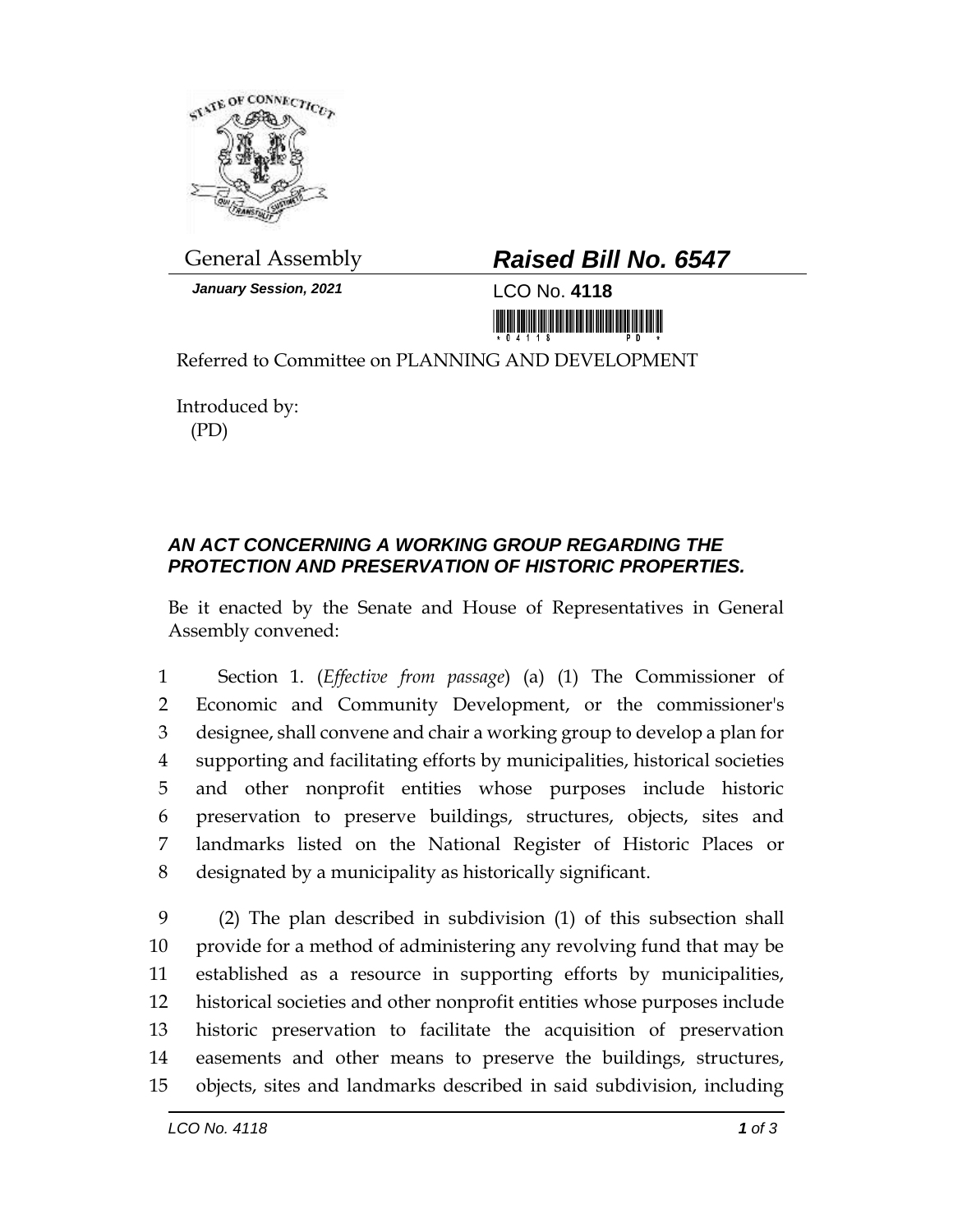General Assembly

***Raised Bill No. 6547***

***January Session, 2021***

LCO No. **4118**

Referred to Committee on PLANNING AND DEVELOPMENT

Introduced by:
(PD)

***AN ACT CONCERNING A WORKING GROUP REGARDING THE PROTECTION AND PRESERVATION OF HISTORIC PROPERTIES.***

Be it enacted by the Senate and House of Representatives in General Assembly convened:

1 Section 1. (*Effective from passage*) (a) (1) The Commissioner of
2 Economic and Community Development, or the commissioner's
3 designee, shall convene and chair a working group to develop a plan for
4 supporting and facilitating efforts by municipalities, historical societies
5 and other nonprofit entities whose purposes include historic
6 preservation to preserve buildings, structures, objects, sites and
7 landmarks listed on the National Register of Historic Places or
8 designated by a municipality as historically significant.

9 (2) The plan described in subdivision (1) of this subsection shall
10 provide for a method of administering any revolving fund that may be
11 established as a resource in supporting efforts by municipalities,
12 historical societies and other nonprofit entities whose purposes include
13 historic preservation to facilitate the acquisition of preservation
14 easements and other means to preserve the buildings, structures,
15 objects, sites and landmarks described in said subdivision, including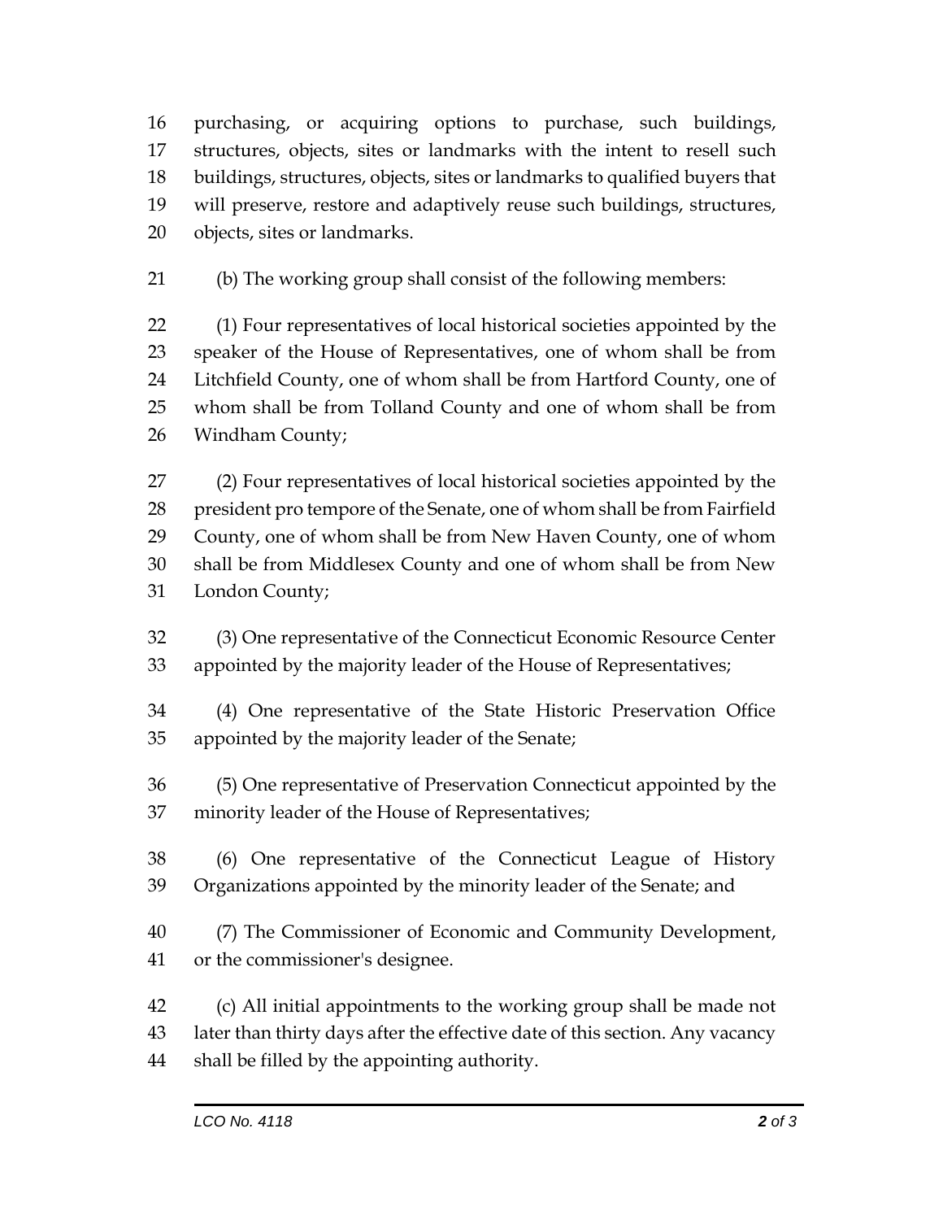purchasing, or acquiring options to purchase, such buildings, structures, objects, sites or landmarks with the intent to resell such buildings, structures, objects, sites or landmarks to qualified buyers that will preserve, restore and adaptively reuse such buildings, structures, objects, sites or landmarks.

(b) The working group shall consist of the following members:

(1) Four representatives of local historical societies appointed by the speaker of the House of Representatives, one of whom shall be from Litchfield County, one of whom shall be from Hartford County, one of whom shall be from Tolland County and one of whom shall be from Windham County;

(2) Four representatives of local historical societies appointed by the president pro tempore of the Senate, one of whom shall be from Fairfield County, one of whom shall be from New Haven County, one of whom shall be from Middlesex County and one of whom shall be from New London County;

(3) One representative of the Connecticut Economic Resource Center appointed by the majority leader of the House of Representatives;

(4) One representative of the State Historic Preservation Office appointed by the majority leader of the Senate;

(5) One representative of Preservation Connecticut appointed by the minority leader of the House of Representatives;

(6) One representative of the Connecticut League of History Organizations appointed by the minority leader of the Senate; and

(7) The Commissioner of Economic and Community Development, or the commissioner's designee.

(c) All initial appointments to the working group shall be made not later than thirty days after the effective date of this section. Any vacancy shall be filled by the appointing authority.

*LCO No. 4118*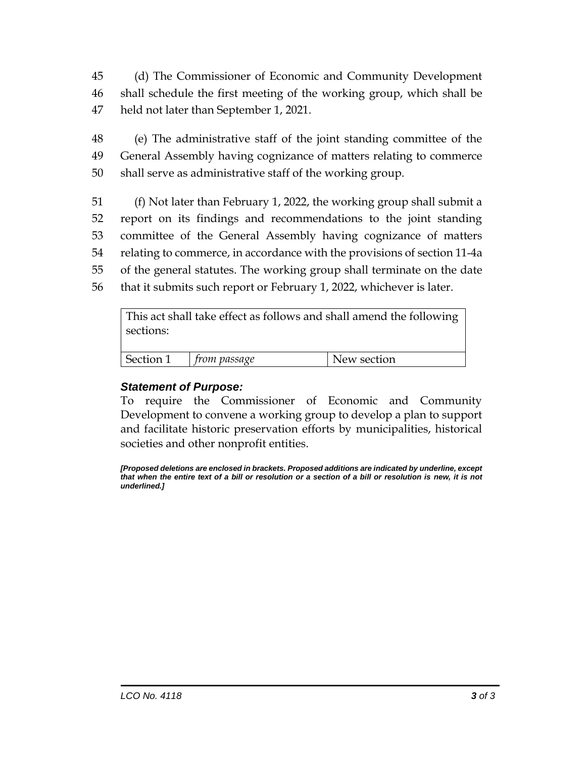(d) The Commissioner of Economic and Community Development shall schedule the first meeting of the working group, which shall be held not later than September 1, 2021.

(e) The administrative staff of the joint standing committee of the General Assembly having cognizance of matters relating to commerce shall serve as administrative staff of the working group.

(f) Not later than February 1, 2022, the working group shall submit a report on its findings and recommendations to the joint standing committee of the General Assembly having cognizance of matters relating to commerce, in accordance with the provisions of section 11-4a of the general statutes. The working group shall terminate on the date that it submits such report or February 1, 2022, whichever is later.

| This act shall take effect as follows and shall amend the following sections: | | |
|---|---|---|
| Section 1 | *from passage* | New section |

### *Statement of Purpose:*

To require the Commissioner of Economic and Community Development to convene a working group to develop a plan to support and facilitate historic preservation efforts by municipalities, historical societies and other nonprofit entities.

***[Proposed deletions are enclosed in brackets. Proposed additions are indicated by underline, except that when the entire text of a bill or resolution or a section of a bill or resolution is new, it is not underlined.]***